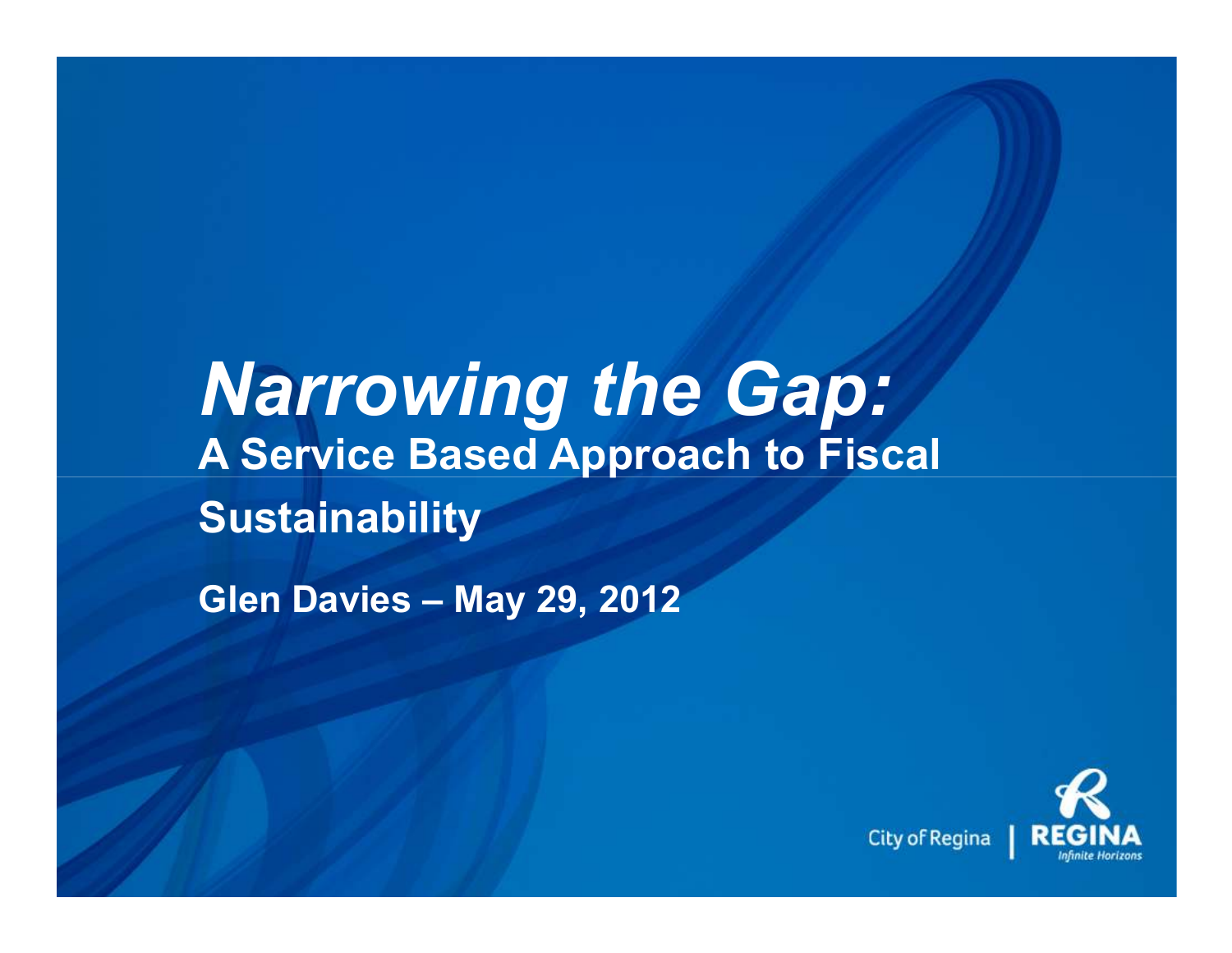# *Narrowing the Gap:*

## A Service Based Approach to Fiscal Sustainability

**Glen Davies – May 29, 2012**

City of Regina | REGINA *Infinite Horizons*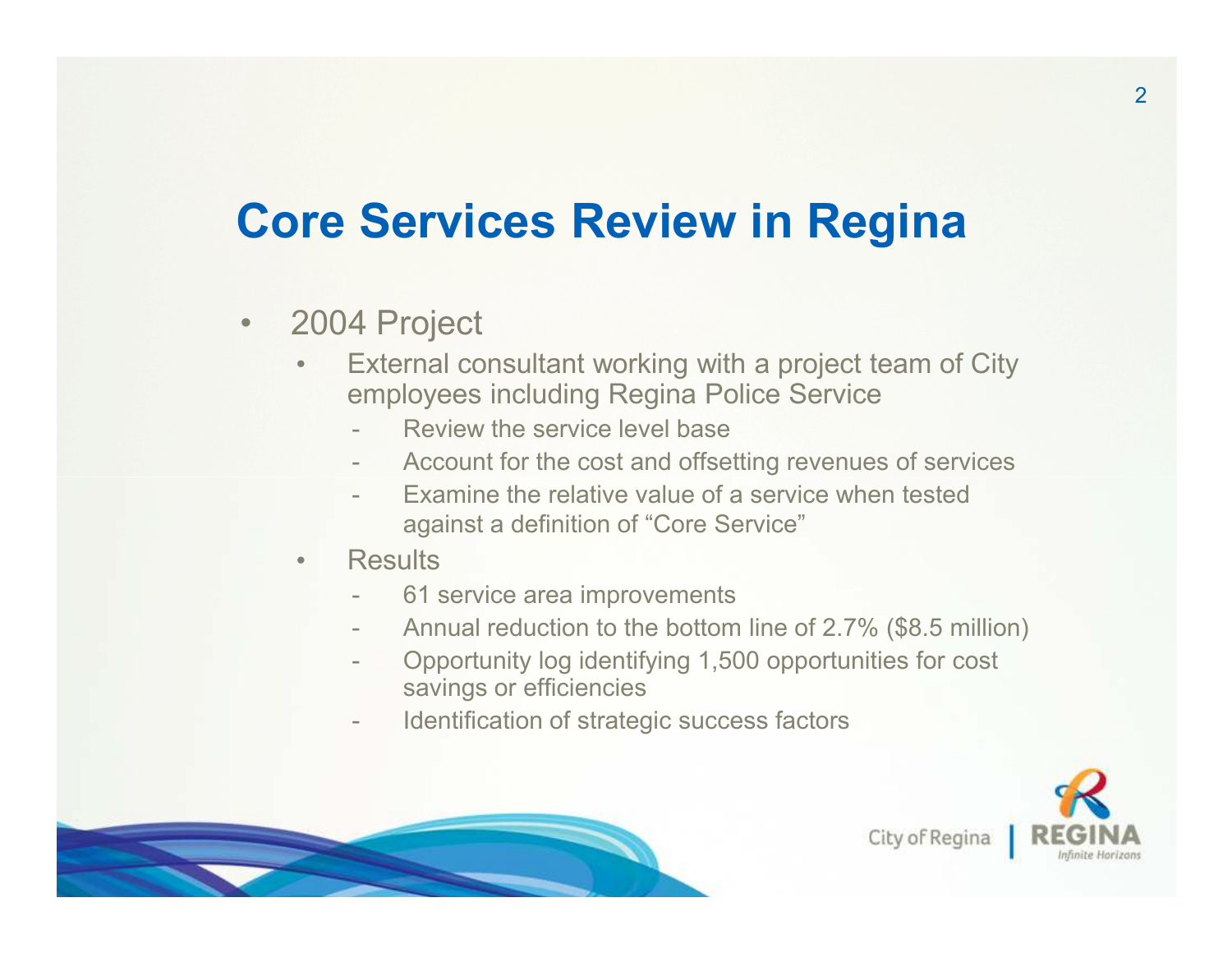# Core Services Review in Regina

- 2004 Project
  - External consultant working with a project team of City employees including Regina Police Service
    - Review the service level base
    - Account for the cost and offsetting revenues of services
    - Examine the relative value of a service when tested against a definition of "Core Service"
  - Results
    - 61 service area improvements
    - Annual reduction to the bottom line of 2.7% ($8.5 million)
    - Opportunity log identifying 1,500 opportunities for cost savings or efficiencies
    - Identification of strategic success factors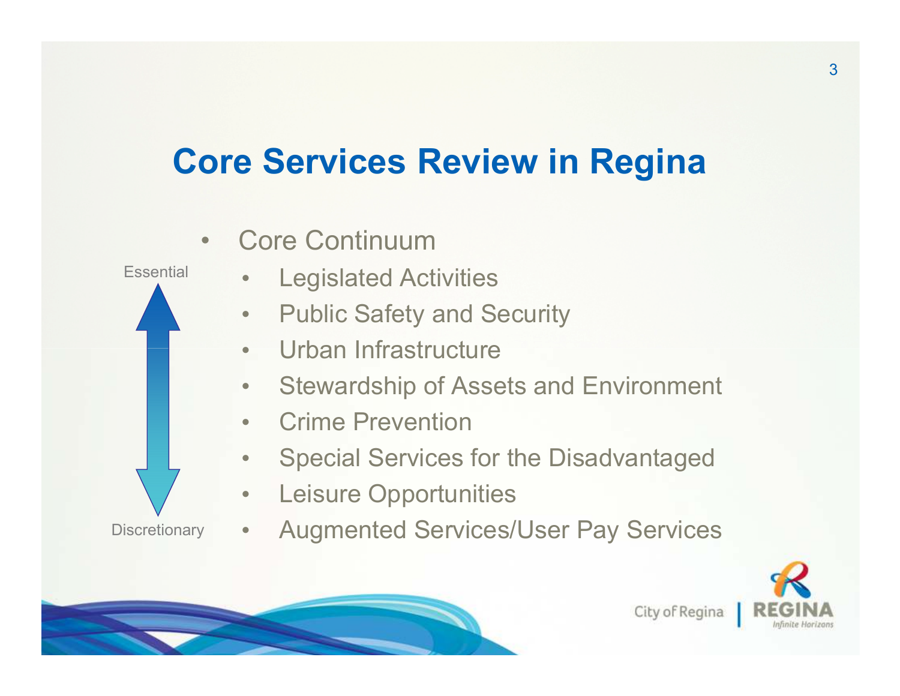# Core Services Review in Regina

- Core Continuum
  - Legislated Activities
  - Public Safety and Security
  - Urban Infrastructure
  - Stewardship of Assets and Environment
  - Crime Prevention
  - Special Services for the Disadvantaged
  - Leisure Opportunities
  - Augmented Services/User Pay Services

Essential

Discretionary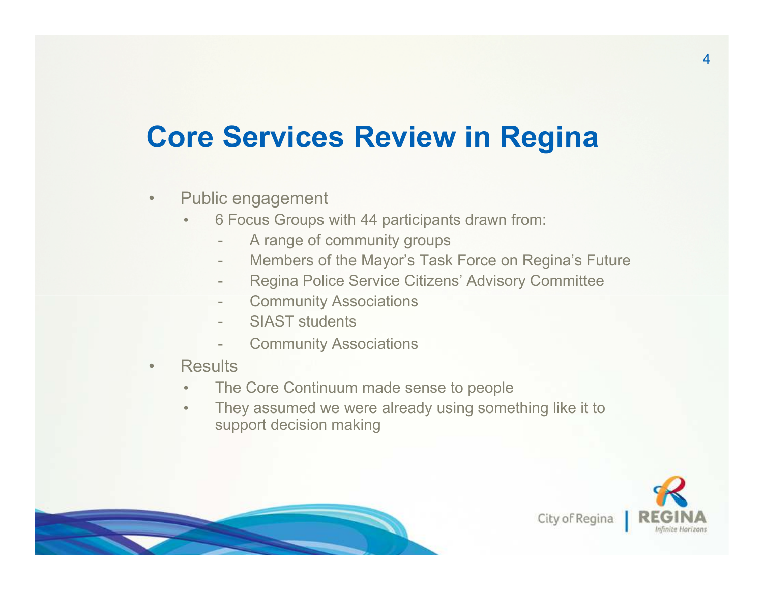# Core Services Review in Regina

- Public engagement
  - 6 Focus Groups with 44 participants drawn from:
    - A range of community groups
    - Members of the Mayor's Task Force on Regina's Future
    - Regina Police Service Citizens' Advisory Committee
    - Community Associations
    - SIAST students
    - Community Associations
- Results
  - The Core Continuum made sense to people
  - They assumed we were already using something like it to support decision making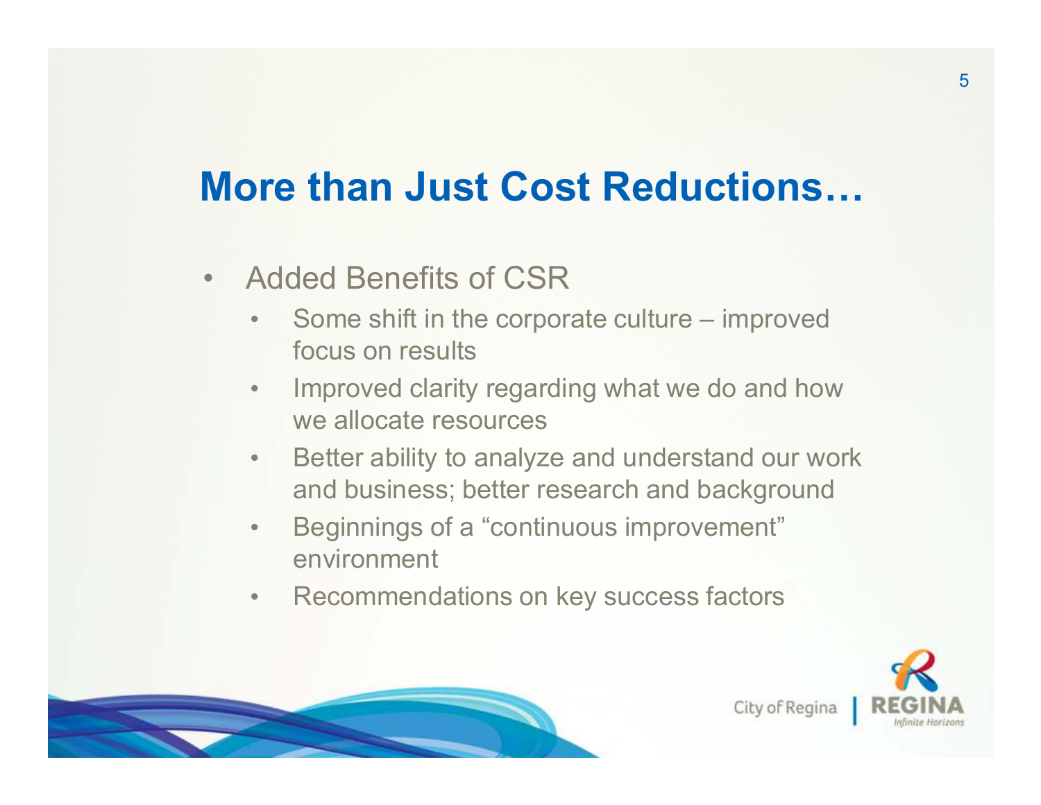# More than Just Cost Reductions…

- Added Benefits of CSR
  - Some shift in the corporate culture – improved focus on results
  - Improved clarity regarding what we do and how we allocate resources
  - Better ability to analyze and understand our work and business; better research and background
  - Beginnings of a "continuous improvement" environment
  - Recommendations on key success factors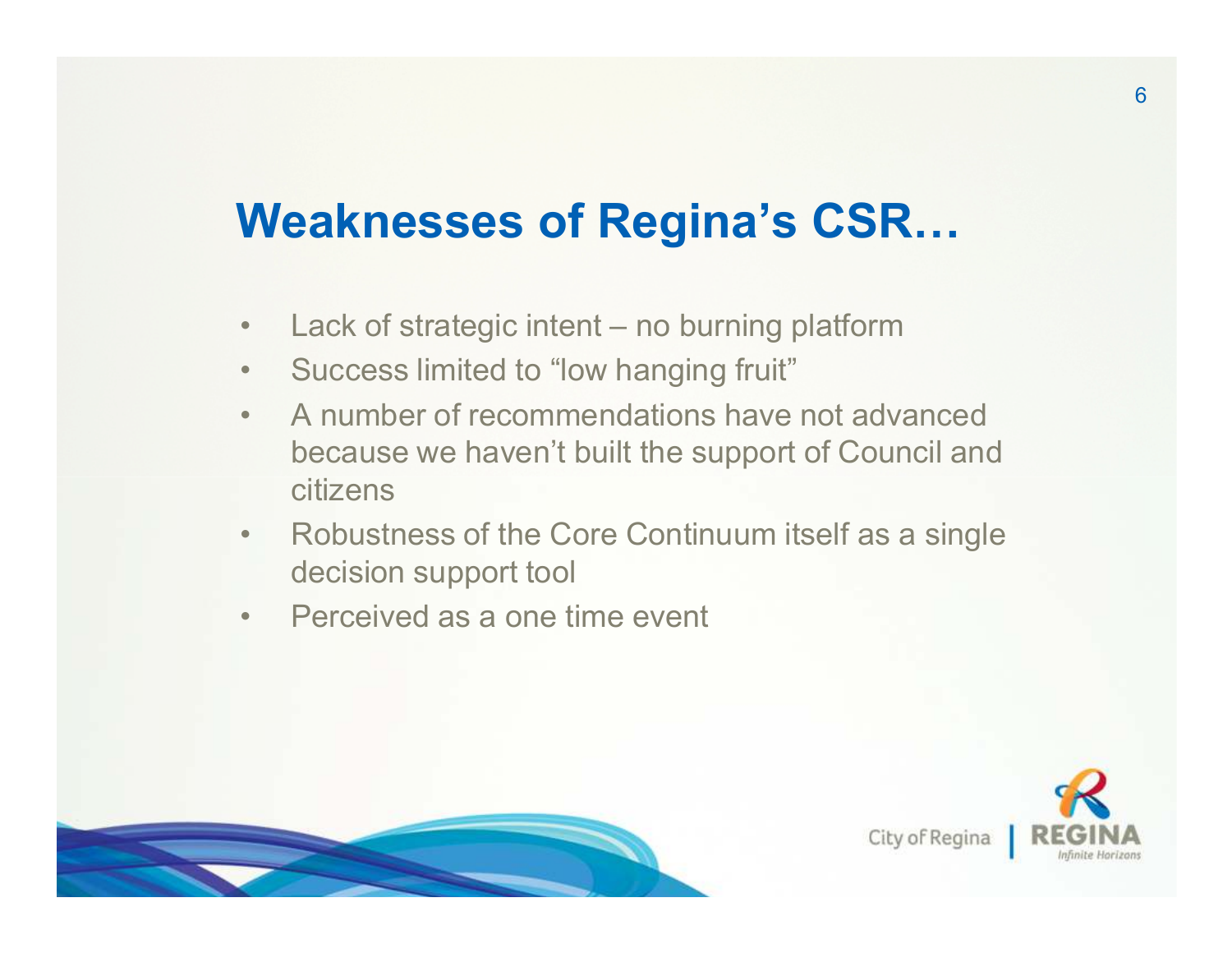# Weaknesses of Regina's CSR…

- Lack of strategic intent – no burning platform
- Success limited to "low hanging fruit"
- A number of recommendations have not advanced because we haven't built the support of Council and citizens
- Robustness of the Core Continuum itself as a single decision support tool
- Perceived as a one time event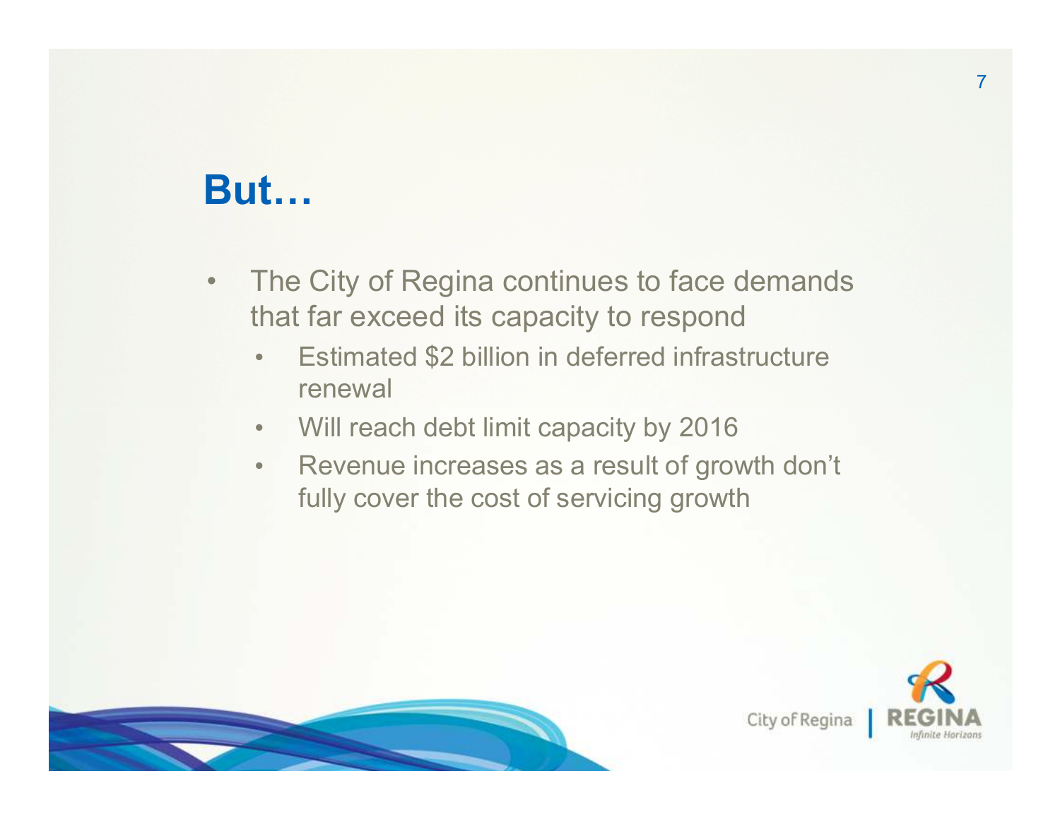## But…

- The City of Regina continues to face demands that far exceed its capacity to respond
  - Estimated $2 billion in deferred infrastructure renewal
  - Will reach debt limit capacity by 2016
  - Revenue increases as a result of growth don’t fully cover the cost of servicing growth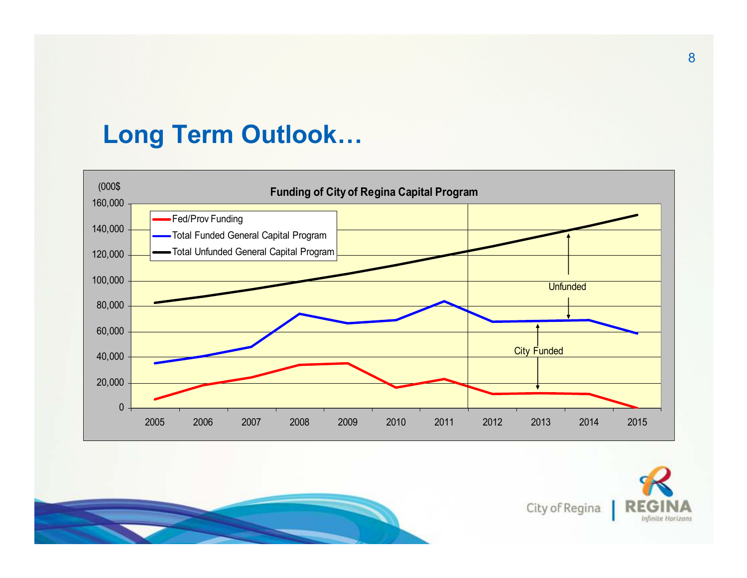# Long Term Outlook…

**Funding of City of Regina Capital Program**

(000$

- Fed/Prov Funding
- Total Funded General Capital Program
- Total Unfunded General Capital Program

Unfunded

City Funded

160,000
140,000
120,000
100,000
80,000
60,000
40,000
20,000
0

2005 2006 2007 2008 2009 2010 2011 2012 2013 2014 2015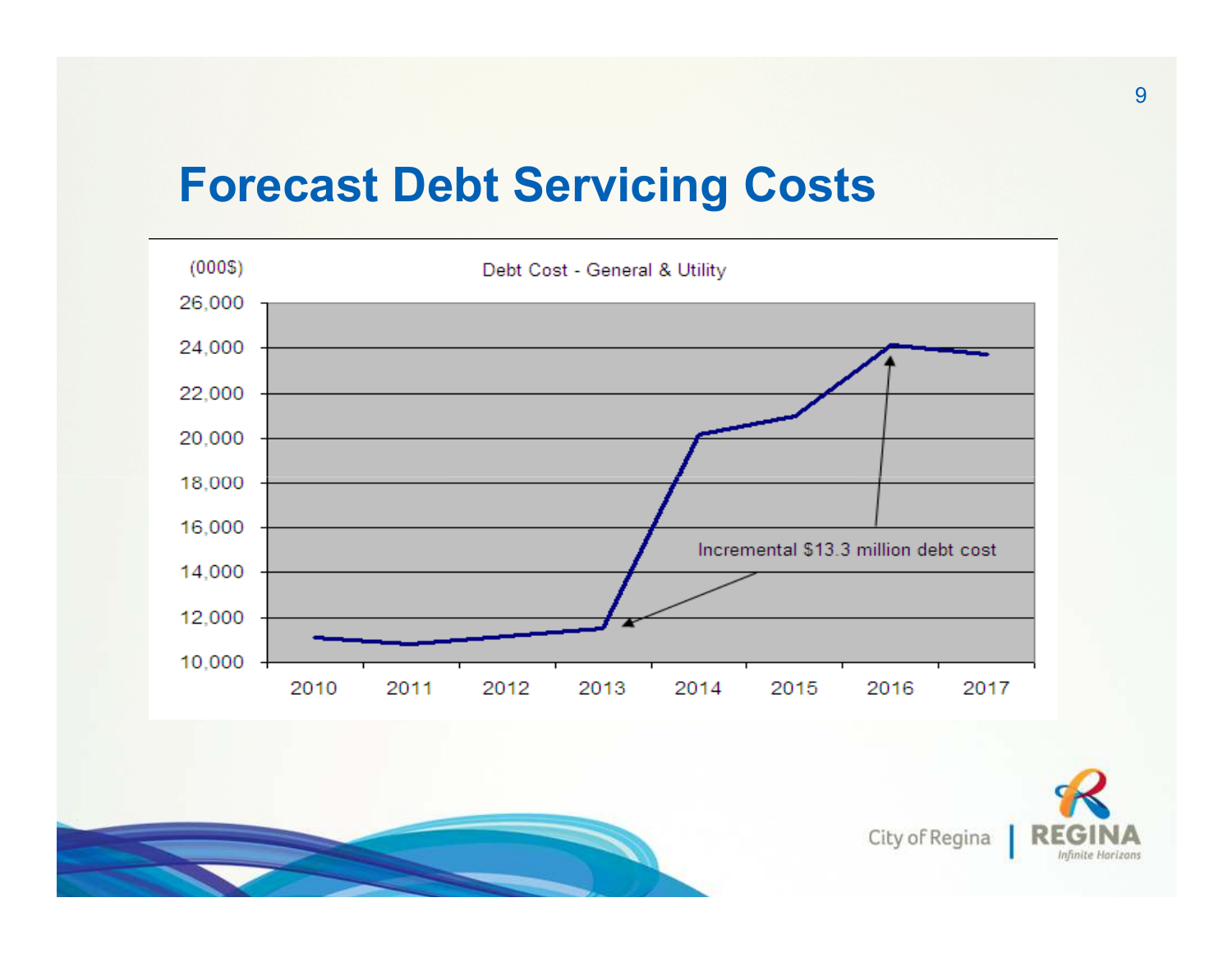# Forecast Debt Servicing Costs

(000$)

Debt Cost - General & Utility

26,000
24,000
22,000
20,000
18,000
16,000
14,000
12,000
10,000

2010 2011 2012 2013 2014 2015 2016 2017

Incremental $13.3 million debt cost

City of Regina | REGINA *Infinite Horizons*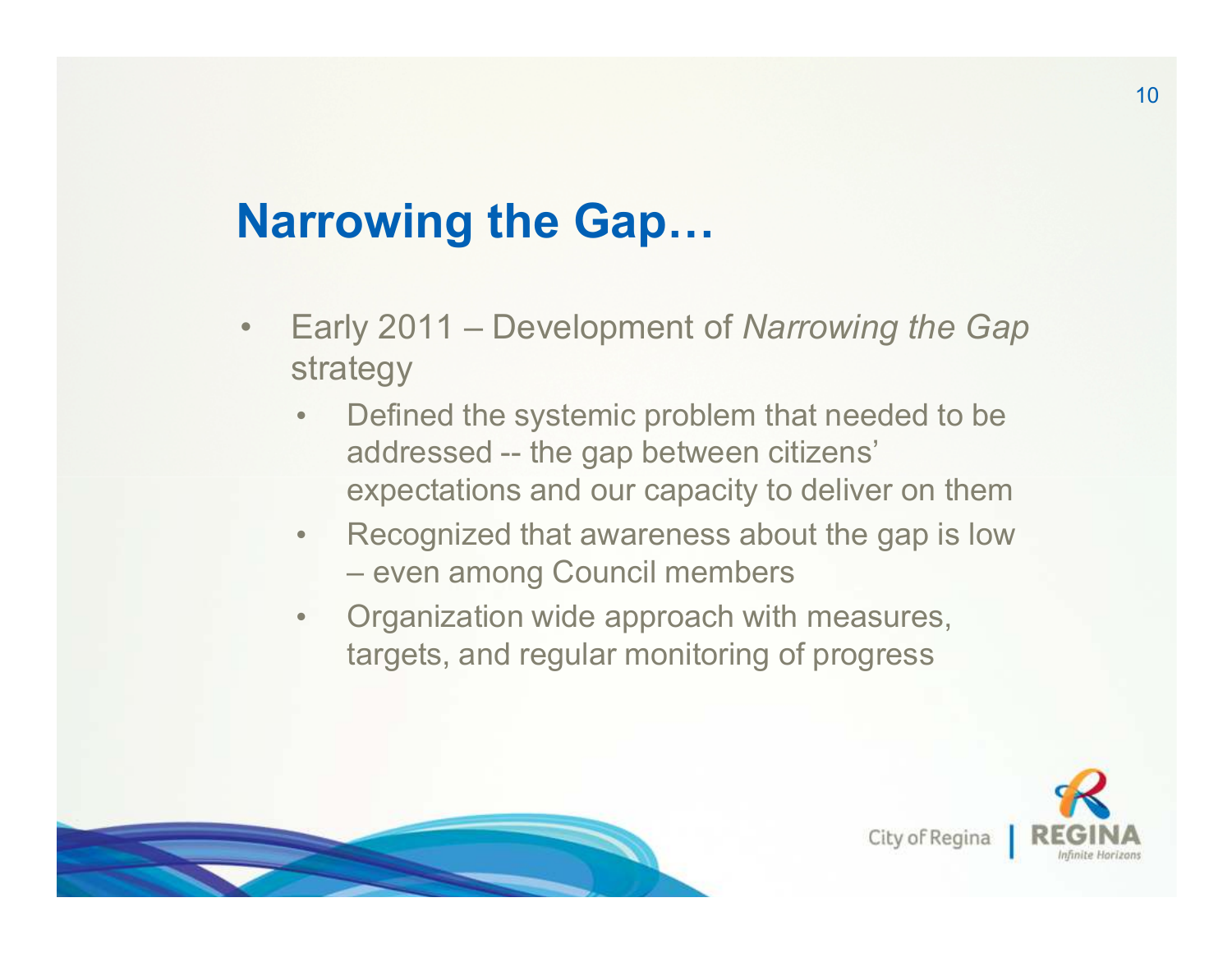## Narrowing the Gap…

- Early 2011 – Development of *Narrowing the Gap* strategy
  - Defined the systemic problem that needed to be addressed -- the gap between citizens' expectations and our capacity to deliver on them
  - Recognized that awareness about the gap is low – even among Council members
  - Organization wide approach with measures, targets, and regular monitoring of progress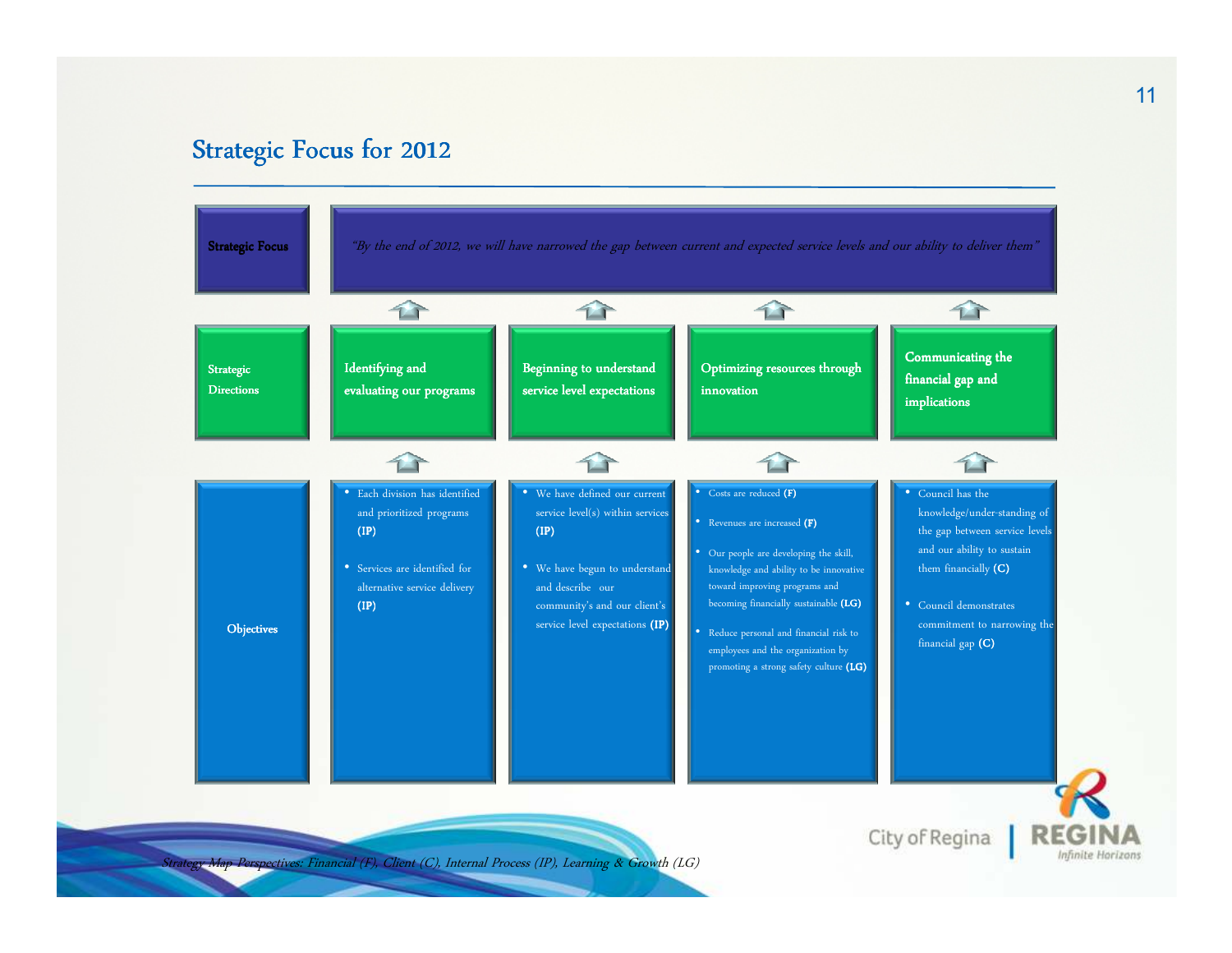# Strategic Focus for 2012

**Strategic Focus**

*"By the end of 2012, we will have narrowed the gap between current and expected service levels and our ability to deliver them"*

| Strategic Directions | Identifying and evaluating our programs | Beginning to understand service level expectations | Optimizing resources through innovation | Communicating the financial gap and implications |
|---|---|---|---|---|
| **Objectives** | • Each division has identified and prioritized programs **(IP)**<br>• Services are identified for alternative service delivery **(IP)** | • We have defined our current service level(s) within services **(IP)**<br>• We have begun to understand and describe our community's and our client's service level expectations **(IP)** | • Costs are reduced **(F)**<br>• Revenues are increased **(F)**<br>• Our people are developing the skill, knowledge and ability to be innovative toward improving programs and becoming financially sustainable **(LG)**<br>• Reduce personal and financial risk to employees and the organization by promoting a strong safety culture **(LG)** | • Council has the knowledge/under-standing of the gap between service levels and our ability to sustain them financially **(C)**<br>• Council demonstrates commitment to narrowing the financial gap **(C)** |

*Strategy Map Perspectives: Financial (F), Client (C), Internal Process (IP), Learning & Growth (LG)*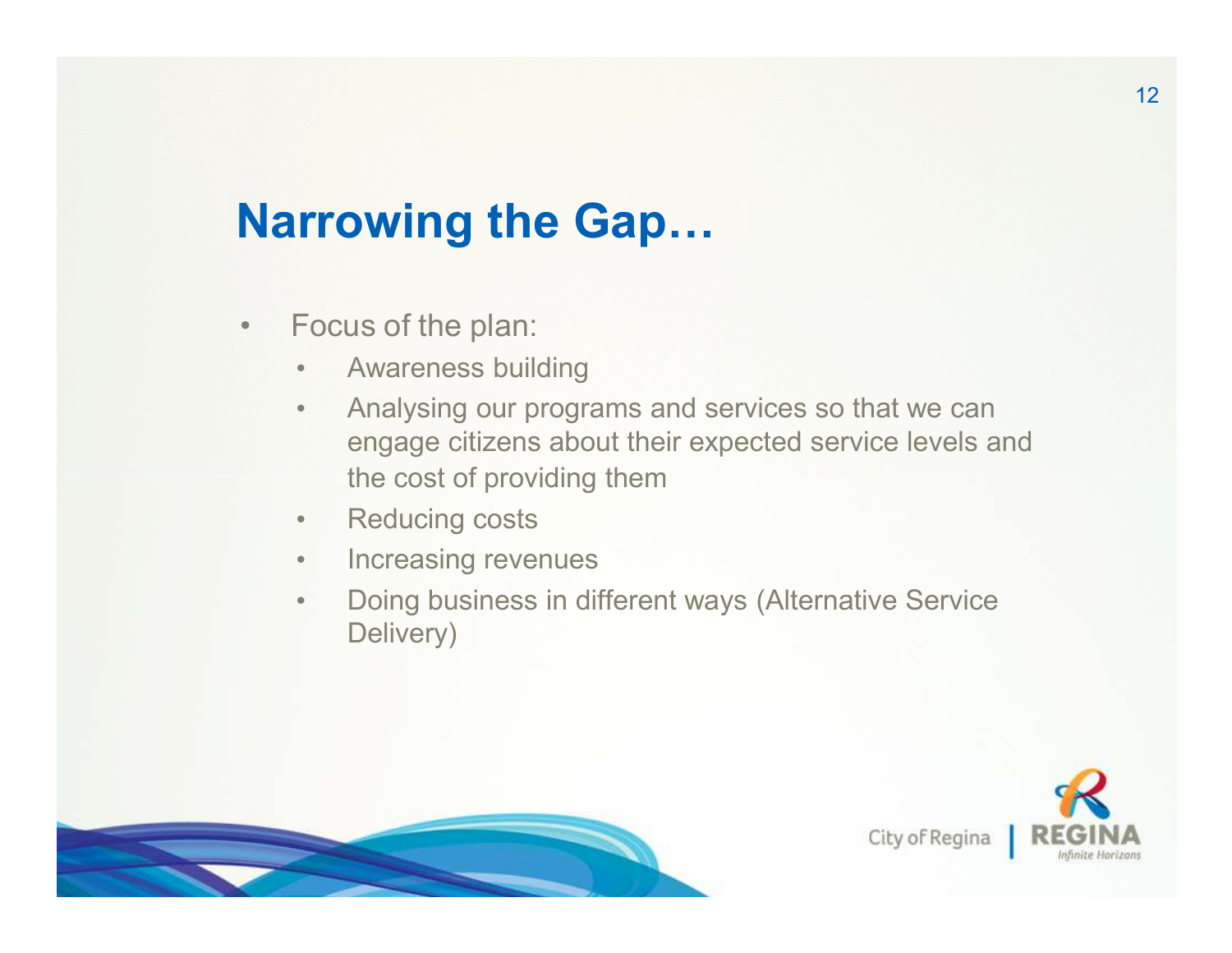# Narrowing the Gap…

- Focus of the plan:
  - Awareness building
  - Analysing our programs and services so that we can engage citizens about their expected service levels and the cost of providing them
  - Reducing costs
  - Increasing revenues
  - Doing business in different ways (Alternative Service Delivery)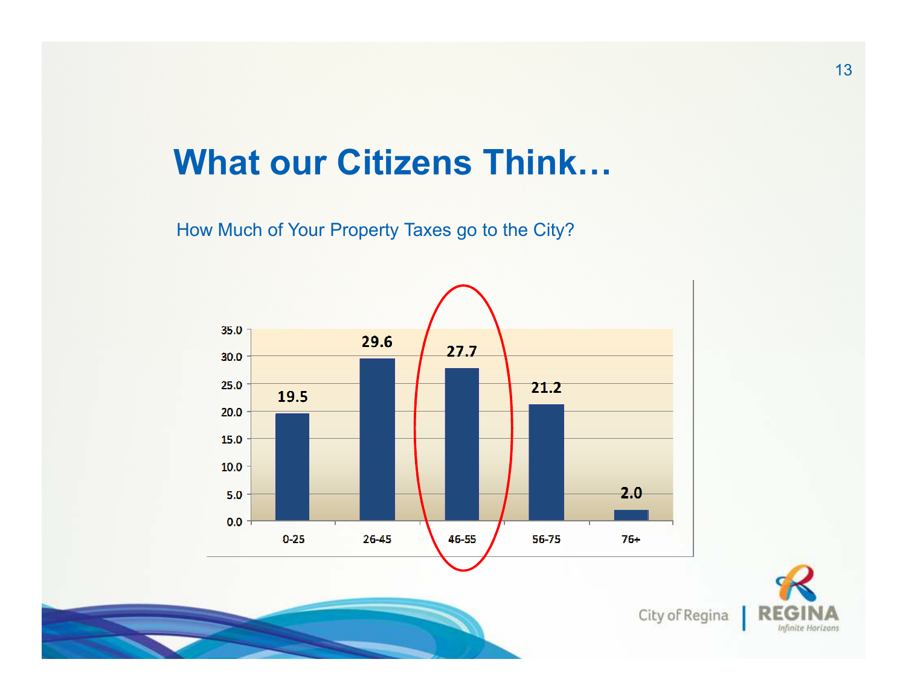# What our Citizens Think…

How Much of Your Property Taxes go to the City?

| 0-25 | 26-45 | 46-55 | 56-75 | 76+ |
|---|---|---|---|---|
| 19.5 | 29.6 | 27.7 | 21.2 | 2.0 |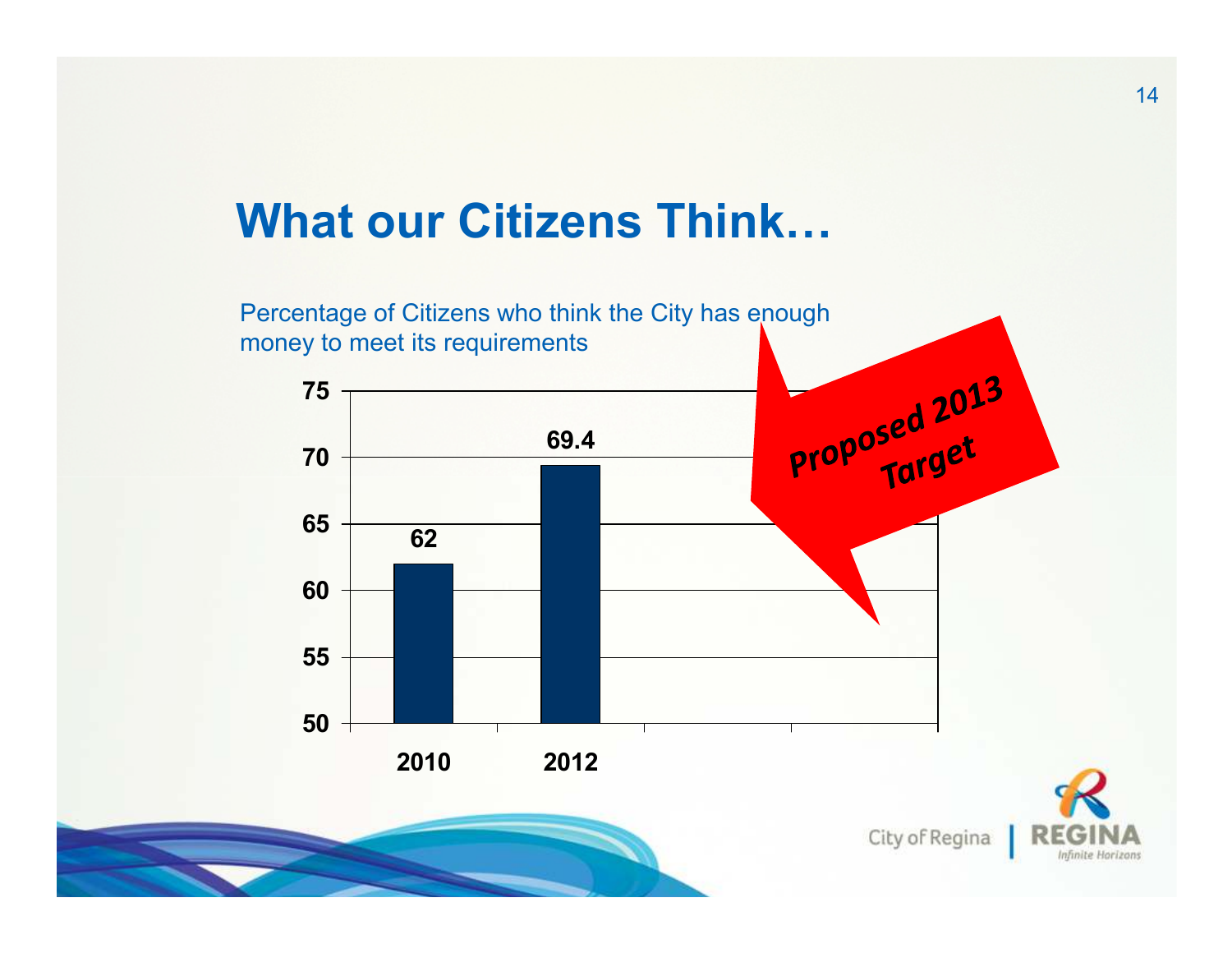# What our Citizens Think…

Percentage of Citizens who think the City has enough money to meet its requirements

| Year | Percentage |
| --- | --- |
| 2010 | 62 |
| 2012 | 69.4 |

*Proposed 2013 Target*

City of Regina | REGINA *Infinite Horizons*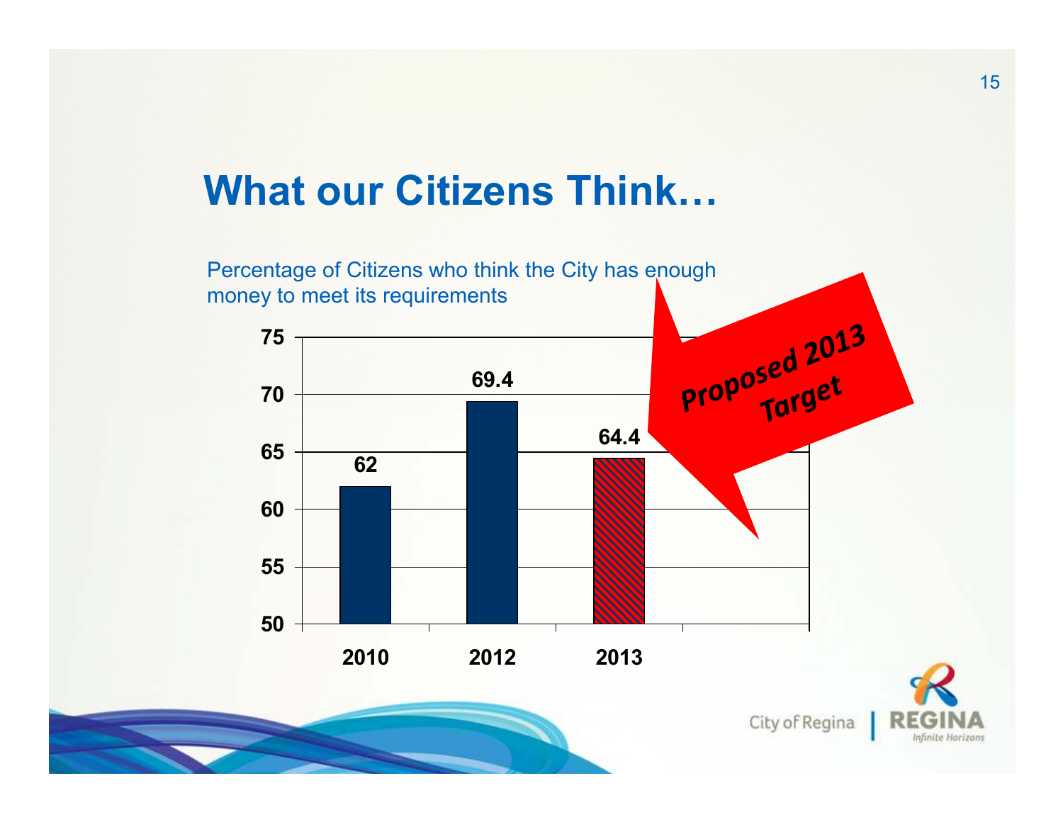# What our Citizens Think…

Percentage of Citizens who think the City has enough money to meet its requirements

| Year | Percentage |
|---|---|
| 2010 | 62 |
| 2012 | 69.4 |
| 2013 | 64.4 |

*Proposed 2013 Target*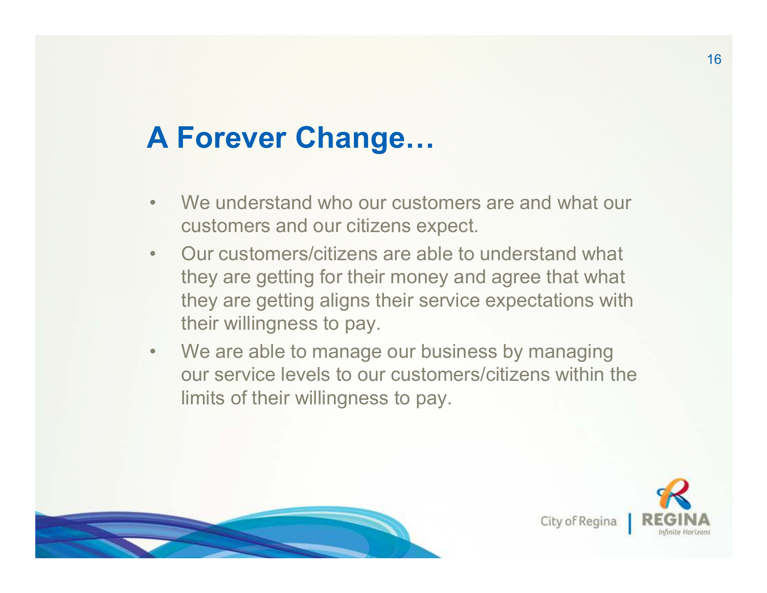# A Forever Change…

- We understand who our customers are and what our customers and our citizens expect.
- Our customers/citizens are able to understand what they are getting for their money and agree that what they are getting aligns their service expectations with their willingness to pay.
- We are able to manage our business by managing our service levels to our customers/citizens within the limits of their willingness to pay.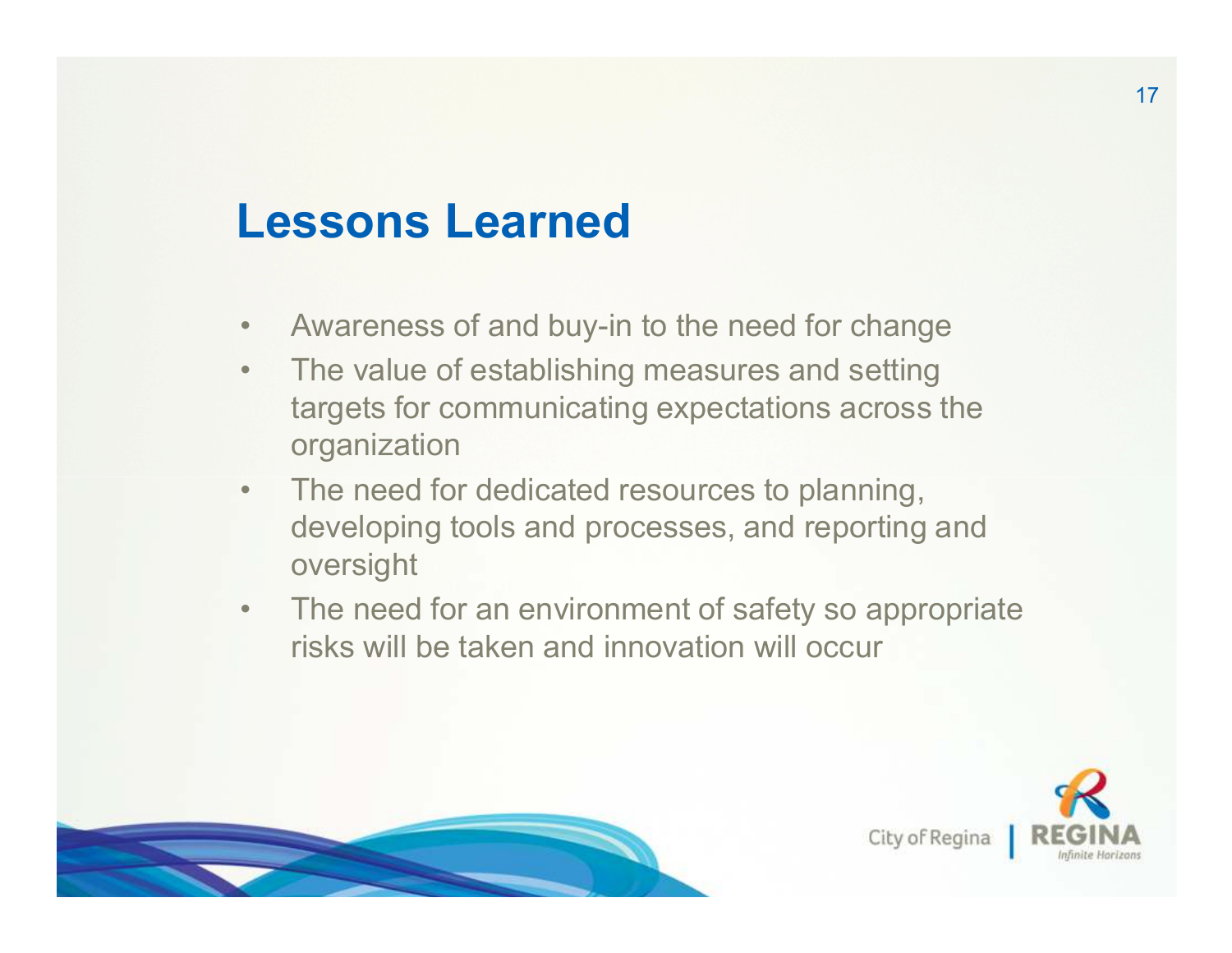# Lessons Learned

- Awareness of and buy-in to the need for change
- The value of establishing measures and setting targets for communicating expectations across the organization
- The need for dedicated resources to planning, developing tools and processes, and reporting and oversight
- The need for an environment of safety so appropriate risks will be taken and innovation will occur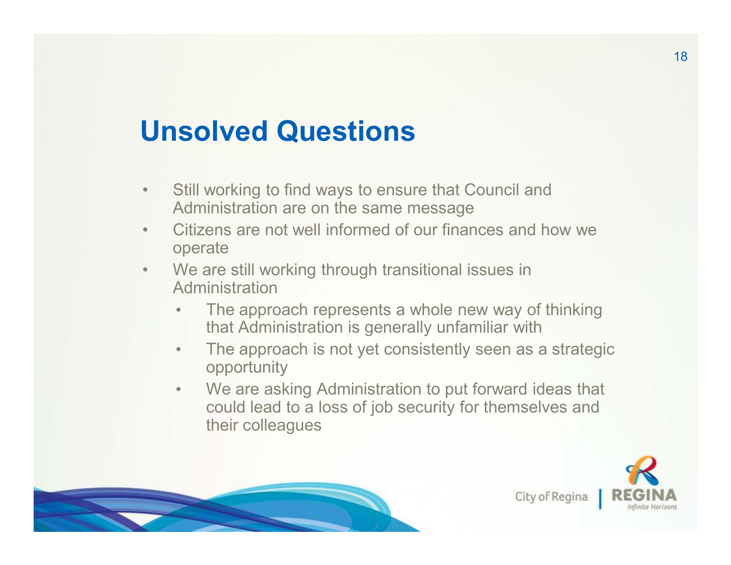# Unsolved Questions

- Still working to find ways to ensure that Council and Administration are on the same message
- Citizens are not well informed of our finances and how we operate
- We are still working through transitional issues in Administration
  - The approach represents a whole new way of thinking that Administration is generally unfamiliar with
  - The approach is not yet consistently seen as a strategic opportunity
  - We are asking Administration to put forward ideas that could lead to a loss of job security for themselves and their colleagues